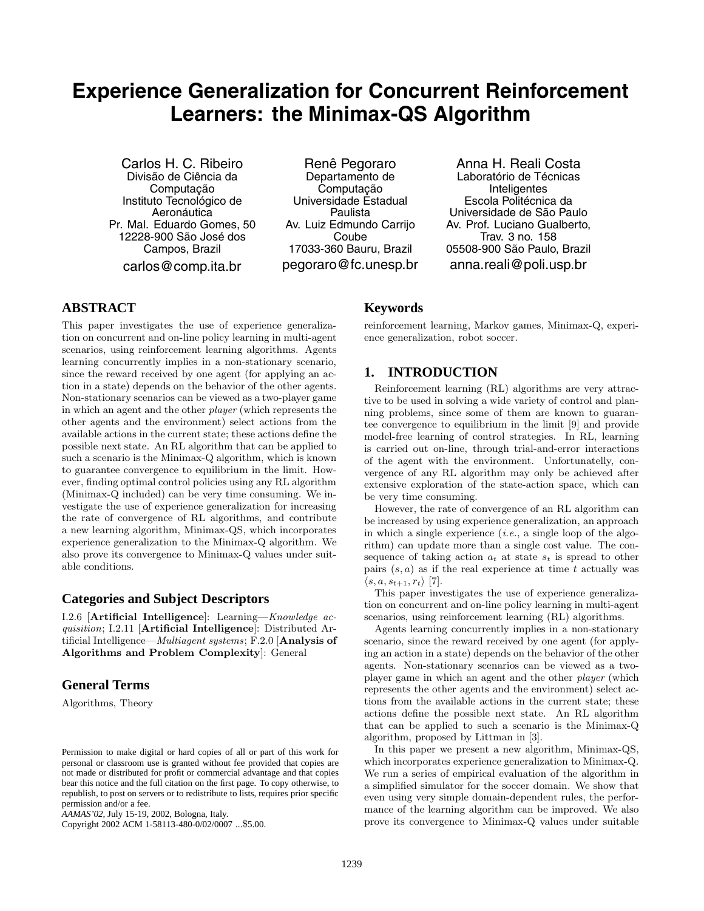# Experience Generalization for Concurrent Reinforcement Learners: the Minimax-QS Algorithm

Carlos H. C. Ribeiro
Divisão de Ciência da Computação
Instituto Tecnológico de Aeronáutica
Pr. Mal. Eduardo Gomes, 50
12228-900 São José dos Campos, Brazil
carlos@comp.ita.br

Renê Pegoraro
Departamento de Computação
Universidade Estadual Paulista
Av. Luiz Edmundo Carrijo Coube
17033-360 Bauru, Brazil
pegoraro@fc.unesp.br

Anna H. Reali Costa
Laboratório de Técnicas Inteligentes
Escola Politécnica da Universidade de São Paulo
Av. Prof. Luciano Gualberto, Trav. 3 no. 158
05508-900 São Paulo, Brazil
anna.reali@poli.usp.br

## ABSTRACT

This paper investigates the use of experience generalization on concurrent and on-line policy learning in multi-agent scenarios, using reinforcement learning algorithms. Agents learning concurrently implies in a non-stationary scenario, since the reward received by one agent (for applying an action in a state) depends on the behavior of the other agents. Non-stationary scenarios can be viewed as a two-player game in which an agent and the other *player* (which represents the other agents and the environment) select actions from the available actions in the current state; these actions define the possible next state. An RL algorithm that can be applied to such a scenario is the Minimax-Q algorithm, which is known to guarantee convergence to equilibrium in the limit. However, finding optimal control policies using any RL algorithm (Minimax-Q included) can be very time consuming. We investigate the use of experience generalization for increasing the rate of convergence of RL algorithms, and contribute a new learning algorithm, Minimax-QS, which incorporates experience generalization to the Minimax-Q algorithm. We also prove its convergence to Minimax-Q values under suitable conditions.

## Categories and Subject Descriptors

I.2.6 [**Artificial Intelligence**]: Learning—*Knowledge acquisition*; I.2.11 [**Artificial Intelligence**]: Distributed Artificial Intelligence—*Multiagent systems*; F.2.0 [**Analysis of Algorithms and Problem Complexity**]: General

## General Terms

Algorithms, Theory

Permission to make digital or hard copies of all or part of this work for personal or classroom use is granted without fee provided that copies are not made or distributed for profit or commercial advantage and that copies bear this notice and the full citation on the first page. To copy otherwise, to republish, to post on servers or to redistribute to lists, requires prior specific permission and/or a fee.
*AAMAS'02,* July 15-19, 2002, Bologna, Italy.
Copyright 2002 ACM 1-58113-480-0/02/0007 ...$5.00.

## Keywords

reinforcement learning, Markov games, Minimax-Q, experience generalization, robot soccer.

## 1. INTRODUCTION

Reinforcement learning (RL) algorithms are very attractive to be used in solving a wide variety of control and planning problems, since some of them are known to guarantee convergence to equilibrium in the limit [9] and provide model-free learning of control strategies. In RL, learning is carried out on-line, through trial-and-error interactions of the agent with the environment. Unfortunately, convergence of any RL algorithm may only be achieved after extensive exploration of the state-action space, which can be very time consuming.

However, the rate of convergence of an RL algorithm can be increased by using experience generalization, an approach in which a single experience (*i.e.*, a single loop of the algorithm) can update more than a single cost value. The consequence of taking action $a_t$ at state $s_t$ is spread to other pairs $(s, a)$ as if the real experience at time $t$ actually was $\langle s, a, s_{t+1}, r_t \rangle$ [7].

This paper investigates the use of experience generalization on concurrent and on-line policy learning in multi-agent scenarios, using reinforcement learning (RL) algorithms.

Agents learning concurrently implies in a non-stationary scenario, since the reward received by one agent (for applying an action in a state) depends on the behavior of the other agents. Non-stationary scenarios can be viewed as a two-player game in which an agent and the other *player* (which represents the other agents and the environment) select actions from the available actions in the current state; these actions define the possible next state. An RL algorithm that can be applied to such a scenario is the Minimax-Q algorithm, proposed by Littman in [3].

In this paper we present a new algorithm, Minimax-QS, which incorporates experience generalization to Minimax-Q. We run a series of empirical evaluation of the algorithm in a simplified simulator for the soccer domain. We show that even using very simple domain-dependent rules, the performance of the learning algorithm can be improved. We also prove its convergence to Minimax-Q values under suitable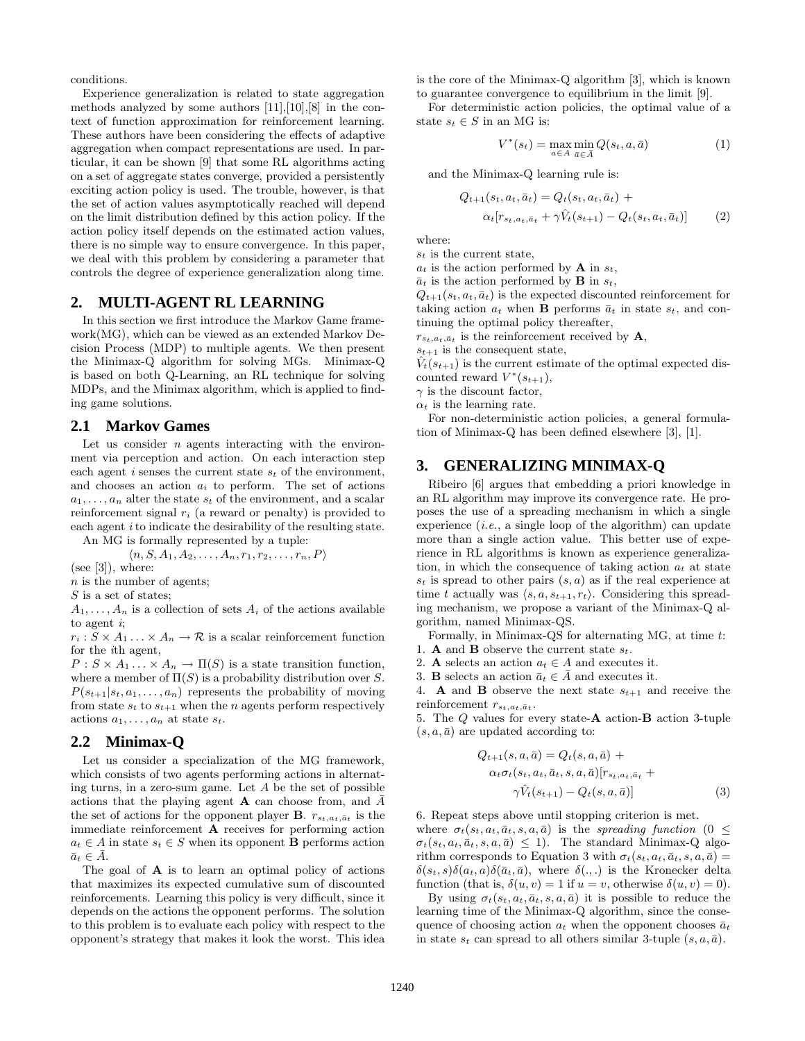conditions.

Experience generalization is related to state aggregation methods analyzed by some authors [11],[10],[8] in the context of function approximation for reinforcement learning. These authors have been considering the effects of adaptive aggregation when compact representations are used. In particular, it can be shown [9] that some RL algorithms acting on a set of aggregate states converge, provided a persistently exciting action policy is used. The trouble, however, is that the set of action values asymptotically reached will depend on the limit distribution defined by this action policy. If the action policy itself depends on the estimated action values, there is no simple way to ensure convergence. In this paper, we deal with this problem by considering a parameter that controls the degree of experience generalization along time.

## 2. MULTI-AGENT RL LEARNING

In this section we first introduce the Markov Game framework(MG), which can be viewed as an extended Markov Decision Process (MDP) to multiple agents. We then present the Minimax-Q algorithm for solving MGs. Minimax-Q is based on both Q-Learning, an RL technique for solving MDPs, and the Minimax algorithm, which is applied to finding game solutions.

### 2.1 Markov Games

Let us consider $n$ agents interacting with the environment via perception and action. On each interaction step each agent $i$ senses the current state $s_t$ of the environment, and chooses an action $a_i$ to perform. The set of actions $a_1, \ldots, a_n$ alter the state $s_t$ of the environment, and a scalar reinforcement signal $r_i$ (a reward or penalty) is provided to each agent $i$ to indicate the desirability of the resulting state.

An MG is formally represented by a tuple:

$$\langle n, S, A_1, A_2, \ldots, A_n, r_1, r_2, \ldots, r_n, P\rangle$$

(see [3]), where:
$n$ is the number of agents;
$S$ is a set of states;
$A_1, \ldots, A_n$ is a collection of sets $A_i$ of the actions available to agent $i$;
$r_i : S \times A_1 \ldots \times A_n \rightarrow \mathcal{R}$ is a scalar reinforcement function for the $i$th agent,
$P : S \times A_1 \ldots \times A_n \rightarrow \Pi(S)$ is a state transition function, where a member of $\Pi(S)$ is a probability distribution over $S$. $P(s_{t+1}|s_t, a_1, \ldots, a_n)$ represents the probability of moving from state $s_t$ to $s_{t+1}$ when the $n$ agents perform respectively actions $a_1, \ldots, a_n$ at state $s_t$.

### 2.2 Minimax-Q

Let us consider a specialization of the MG framework, which consists of two agents performing actions in alternating turns, in a zero-sum game. Let $A$ be the set of possible actions that the playing agent **A** can choose from, and $\bar{A}$ the set of actions for the opponent player **B**. $r_{s_t,a_t,\bar{a}_t}$ is the immediate reinforcement **A** receives for performing action $a_t \in A$ in state $s_t \in S$ when its opponent **B** performs action $\bar{a}_t \in \bar{A}$.

The goal of **A** is to learn an optimal policy of actions that maximizes its expected cumulative sum of discounted reinforcements. Learning this policy is very difficult, since it depends on the actions the opponent performs. The solution to this problem is to evaluate each policy with respect to the opponent's strategy that makes it look the worst. This idea is the core of the Minimax-Q algorithm [3], which is known to guarantee convergence to equilibrium in the limit [9].

For deterministic action policies, the optimal value of a state $s_t \in S$ in an MG is:

$$V^*(s_t) = \max_{a \in A} \min_{\bar{a} \in \bar{A}} Q(s_t, a, \bar{a}) \tag{1}$$

and the Minimax-Q learning rule is:

$$Q_{t+1}(s_t, a_t, \bar{a}_t) = Q_t(s_t, a_t, \bar{a}_t) + \alpha_t[r_{s_t,a_t,\bar{a}_t} + \gamma \hat{V}_t(s_{t+1}) - Q_t(s_t, a_t, \bar{a}_t)] \tag{2}$$

where:
$s_t$ is the current state,
$a_t$ is the action performed by **A** in $s_t$,
$\bar{a}_t$ is the action performed by **B** in $s_t$,
$Q_{t+1}(s_t, a_t, \bar{a}_t)$ is the expected discounted reinforcement for taking action $a_t$ when **B** performs $\bar{a}_t$ in state $s_t$, and continuing the optimal policy thereafter,
$r_{s_t,a_t,\bar{a}_t}$ is the reinforcement received by **A**,
$s_{t+1}$ is the consequent state,
$\hat{V}_t(s_{t+1})$ is the current estimate of the optimal expected discounted reward $V^*(s_{t+1})$,
$\gamma$ is the discount factor,
$\alpha_t$ is the learning rate.

For non-deterministic action policies, a general formulation of Minimax-Q has been defined elsewhere [3], [1].

## 3. GENERALIZING MINIMAX-Q

Ribeiro [6] argues that embedding a priori knowledge in an RL algorithm may improve its convergence rate. He proposes the use of a spreading mechanism in which a single experience (*i.e.*, a single loop of the algorithm) can update more than a single action value. This better use of experience in RL algorithms is known as experience generalization, in which the consequence of taking action $a_t$ at state $s_t$ is spread to other pairs $(s, a)$ as if the real experience at time $t$ actually was $\langle s, a, s_{t+1}, r_t\rangle$. Considering this spreading mechanism, we propose a variant of the Minimax-Q algorithm, named Minimax-QS.

Formally, in Minimax-QS for alternating MG, at time $t$:

1. **A** and **B** observe the current state $s_t$.
2. **A** selects an action $a_t \in A$ and executes it.
3. **B** selects an action $\bar{a}_t \in \bar{A}$ and executes it.
4. **A** and **B** observe the next state $s_{t+1}$ and receive the reinforcement $r_{s_t,a_t,\bar{a}_t}$.
5. The $Q$ values for every state-**A** action-**B** action 3-tuple $(s, a, \bar{a})$ are updated according to:

$$Q_{t+1}(s, a, \bar{a}) = Q_t(s, a, \bar{a}) + \alpha_t \sigma_t(s_t, a_t, \bar{a}_t, s, a, \bar{a})[r_{s_t,a_t,\bar{a}_t} + \gamma \hat{V}_t(s_{t+1}) - Q_t(s, a, \bar{a})] \tag{3}$$

6. Repeat steps above until stopping criterion is met.

where $\sigma_t(s_t, a_t, \bar{a}_t, s, a, \bar{a})$ is the *spreading function* $(0 \leq \sigma_t(s_t, a_t, \bar{a}_t, s, a, \bar{a}) \leq 1)$. The standard Minimax-Q algorithm corresponds to Equation 3 with $\sigma_t(s_t, a_t, \bar{a}_t, s, a, \bar{a}) = \delta(s_t, s)\delta(a_t, a)\delta(\bar{a}_t, \bar{a})$, where $\delta(.,.)$ is the Kronecker delta function (that is, $\delta(u, v) = 1$ if $u = v$, otherwise $\delta(u, v) = 0$).

By using $\sigma_t(s_t, a_t, \bar{a}_t, s, a, \bar{a})$ it is possible to reduce the learning time of the Minimax-Q algorithm, since the consequence of choosing action $a_t$ when the opponent chooses $\bar{a}_t$ in state $s_t$ can spread to all others similar 3-tuple $(s, a, \bar{a})$.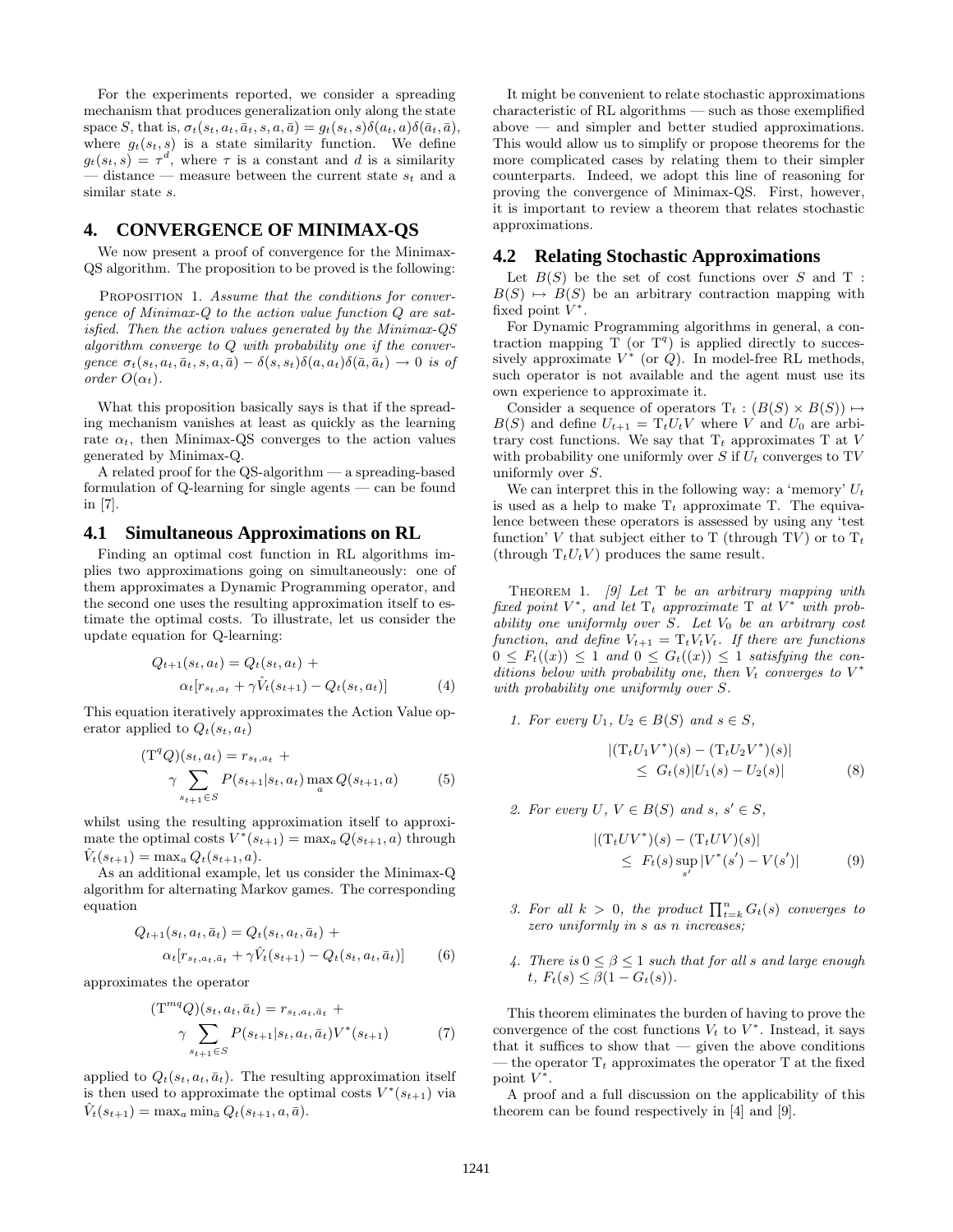For the experiments reported, we consider a spreading mechanism that produces generalization only along the state space $S$, that is, $\sigma_t(s_t, a_t, \bar{a}_t, s, a, \bar{a}) = g_t(s_t, s)\delta(a_t, a)\delta(\bar{a}_t, \bar{a})$, where $g_t(s_t, s)$ is a state similarity function. We define $g_t(s_t, s) = \tau^d$, where $\tau$ is a constant and $d$ is a similarity — distance — measure between the current state $s_t$ and a similar state $s$.

## 4. CONVERGENCE OF MINIMAX-QS

We now present a proof of convergence for the Minimax-QS algorithm. The proposition to be proved is the following:

PROPOSITION 1. *Assume that the conditions for convergence of Minimax-Q to the action value function $Q$ are satisfied. Then the action values generated by the Minimax-QS algorithm converge to $Q$ with probability one if the convergence $\sigma_t(s_t, a_t, \bar{a}_t, s, a, \bar{a}) - \delta(s, s_t)\delta(a, a_t)\delta(\bar{a}, \bar{a}_t) \to 0$ is of order $O(\alpha_t)$.*

What this proposition basically says is that if the spreading mechanism vanishes at least as quickly as the learning rate $\alpha_t$, then Minimax-QS converges to the action values generated by Minimax-Q.

A related proof for the QS-algorithm — a spreading-based formulation of Q-learning for single agents — can be found in [7].

### 4.1 Simultaneous Approximations on RL

Finding an optimal cost function in RL algorithms implies two approximations going on simultaneously: one of them approximates a Dynamic Programming operator, and the second one uses the resulting approximation itself to estimate the optimal costs. To illustrate, let us consider the update equation for Q-learning:

$$Q_{t+1}(s_t, a_t) = Q_t(s_t, a_t) + \alpha_t[r_{s_t,a_t} + \gamma \hat{V}_t(s_{t+1}) - Q_t(s_t, a_t)] \tag{4}$$

This equation iteratively approximates the Action Value operator applied to $Q_t(s_t, a_t)$

$$(\mathrm{T}^q Q)(s_t, a_t) = r_{s_t,a_t} + \gamma \sum_{s_{t+1} \in S} P(s_{t+1}|s_t, a_t) \max_a Q(s_{t+1}, a) \tag{5}$$

whilst using the resulting approximation itself to approximate the optimal costs $V^*(s_{t+1}) = \max_a Q(s_{t+1}, a)$ through $\hat{V}_t(s_{t+1}) = \max_a Q_t(s_{t+1}, a)$.

As an additional example, let us consider the Minimax-Q algorithm for alternating Markov games. The corresponding equation

$$Q_{t+1}(s_t, a_t, \bar{a}_t) = Q_t(s_t, a_t, \bar{a}_t) + \alpha_t[r_{s_t,a_t,\bar{a}_t} + \gamma \hat{V}_t(s_{t+1}) - Q_t(s_t, a_t, \bar{a}_t)] \tag{6}$$

approximates the operator

$$(\mathrm{T}^{mq} Q)(s_t, a_t, \bar{a}_t) = r_{s_t,a_t,\bar{a}_t} + \gamma \sum_{s_{t+1} \in S} P(s_{t+1}|s_t, a_t, \bar{a}_t) V^*(s_{t+1}) \tag{7}$$

applied to $Q_t(s_t, a_t, \bar{a}_t)$. The resulting approximation itself is then used to approximate the optimal costs $V^*(s_{t+1})$ via $\hat{V}_t(s_{t+1}) = \max_a \min_{\bar{a}} Q_t(s_{t+1}, a, \bar{a})$.

It might be convenient to relate stochastic approximations characteristic of RL algorithms — such as those exemplified above — and simpler and better studied approximations. This would allow us to simplify or propose theorems for the more complicated cases by relating them to their simpler counterparts. Indeed, we adopt this line of reasoning for proving the convergence of Minimax-QS. First, however, it is important to review a theorem that relates stochastic approximations.

### 4.2 Relating Stochastic Approximations

Let $B(S)$ be the set of cost functions over $S$ and $\mathrm{T} : B(S) \mapsto B(S)$ be an arbitrary contraction mapping with fixed point $V^*$.

For Dynamic Programming algorithms in general, a contraction mapping $\mathrm{T}$ (or $\mathrm{T}^q$) is applied directly to successively approximate $V^*$ (or $Q$). In model-free RL methods, such operator is not available and the agent must use its own experience to approximate it.

Consider a sequence of operators $\mathrm{T}_t : (B(S) \times B(S)) \mapsto B(S)$ and define $U_{t+1} = \mathrm{T}_t U_t V$ where $V$ and $U_0$ are arbitrary cost functions. We say that $\mathrm{T}_t$ approximates $\mathrm{T}$ at $V$ with probability one uniformly over $S$ if $U_t$ converges to $\mathrm{T}V$ uniformly over $S$.

We can interpret this in the following way: a 'memory' $U_t$ is used as a help to make $\mathrm{T}_t$ approximate $\mathrm{T}$. The equivalence between these operators is assessed by using any 'test function' $V$ that subject either to $\mathrm{T}$ (through $\mathrm{T}V$) or to $\mathrm{T}_t$ (through $\mathrm{T}_t U_t V$) produces the same result.

THEOREM 1. *[9] Let $\mathrm{T}$ be an arbitrary mapping with fixed point $V^*$, and let $\mathrm{T}_t$ approximate $\mathrm{T}$ at $V^*$ with probability one uniformly over $S$. Let $V_0$ be an arbitrary cost function, and define $V_{t+1} = \mathrm{T}_t V_t V_t$. If there are functions $0 \leq F_t((x)) \leq 1$ and $0 \leq G_t((x)) \leq 1$ satisfying the conditions below with probability one, then $V_t$ converges to $V^*$ with probability one uniformly over $S$.*

1. *For every $U_1$, $U_2 \in B(S)$ and $s \in S$,*

$$|(\mathrm{T}_t U_1 V^*)(s) - (\mathrm{T}_t U_2 V^*)(s)| \leq G_t(s)|U_1(s) - U_2(s)| \tag{8}$$

2. *For every $U$, $V \in B(S)$ and $s$, $s' \in S$,*

$$|(\mathrm{T}_t U V^*) - (\mathrm{T}_t U V)(s)| \leq F_t(s) \sup_{s'} |V^*(s') - V(s')| \tag{9}$$

3. *For all $k > 0$, the product $\prod_{t=k}^{n} G_t(s)$ converges to zero uniformly in $s$ as $n$ increases;*

4. *There is $0 \leq \beta \leq 1$ such that for all $s$ and large enough $t$, $F_t(s) \leq \beta(1 - G_t(s))$.*

This theorem eliminates the burden of having to prove the convergence of the cost functions $V_t$ to $V^*$. Instead, it says that it suffices to show that — given the above conditions — the operator $\mathrm{T}_t$ approximates the operator $\mathrm{T}$ at the fixed point $V^*$.

A proof and a full discussion on the applicability of this theorem can be found respectively in [4] and [9].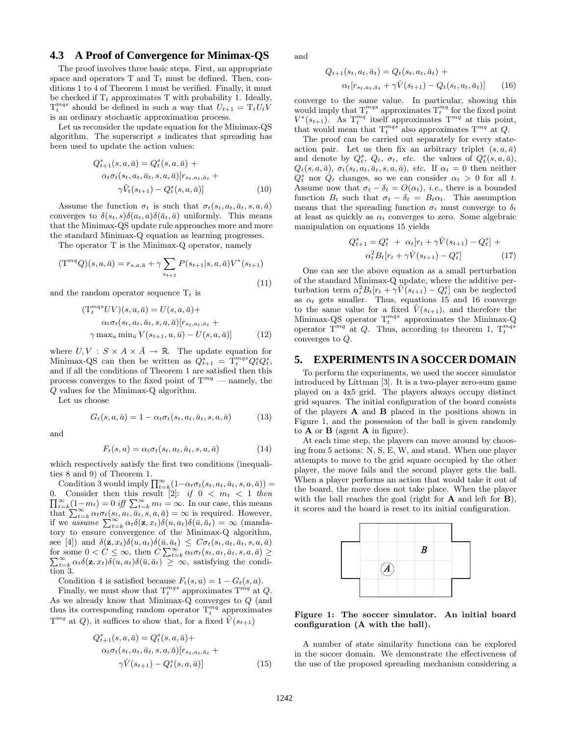### 4.3 A Proof of Convergence for Minimax-QS

The proof involves three basic steps. First, an appropriate space and operators T and $T_t$ must be defined. Then, conditions 1 to 4 of Theorem 1 must be verified. Finally, it must be checked if $T_t$ approximates T with probability 1. Ideally, $T_t^{mqs}$ should be defined in such a way that $U_{t+1} = T_t U_t V$ is an ordinary stochastic approximation process.

Let us reconsider the update equation for the Minimax-QS algorithm. The superscript $s$ indicates that spreading has been used to update the action values:

$$Q_{t+1}^s(s, a, \bar{a}) = Q_t^s(s, a, \bar{a}) + \alpha_t \sigma_t(s_t, a_t, \bar{a}_t, s, a, \bar{a})[r_{s_t, a_t, \bar{a}_t} + \gamma \hat{V}_t(s_{t+1}) - Q_t^s(s, a, \bar{a})] \tag{10}$$

Assume the function $\sigma_t$ is such that $\sigma_t(s_t, a_t, \bar{a}_t, s, a, \bar{a})$ converges to $\delta(s_t, s)\delta(a_t, a)\delta(\bar{a}_t, \bar{a})$ uniformly. This means that the Minimax-QS update rule approaches more and more the standard Minimax-Q equation as learning progresses.

The operator T is the Minimax-Q operator, namely

$$(T^{mq}Q)(s, a, \bar{a}) = r_{s,a,\bar{a}} + \gamma \sum_{s_{t+1}} P(s_{t+1}|s, a, \bar{a}) V^*(s_{t+1}) \tag{11}$$

and the random operator sequence $T_t$ is

$$(T_t^{mqs} UV)(s, a, \bar{a}) = U(s, a, \bar{a}) + \alpha_t \sigma_t(s_t, a_t, \bar{a}_t, s, a, \bar{a})[r_{s_t, a_t, \bar{a}_t} + \gamma \max_u \min_{\bar{u}} V(s_{t+1}, u, \bar{u}) - U(s, a, \bar{a})] \tag{12}$$

where $U, V : S \times A \times \bar{A} \to \mathbb{R}$. The update equation for Minimax-QS can then be written as $Q_{t+1}^s = T_t^{mqs} Q_t^s Q_t^s$, and if all the conditions of Theorem 1 are satisfied then this process converges to the fixed point of $T^{mq}$ — namely, the $Q$ values for the Minimax-Q algorithm.

Let us choose

$$G_t(s, a, \bar{a}) = 1 - \alpha_t \sigma_t(s_t, a_t, \bar{a}_t, s, a, \bar{a}) \tag{13}$$

and

$$F_t(s, a) = \alpha_t \sigma_t(s_t, a_t, \bar{a}_t, s, a, \bar{a}) \tag{14}$$

which respectively satisfy the first two conditions (inequalities 8 and 9) of Theorem 1.

Condition 3 would imply $\prod_{t=k}^{\infty}(1 - \alpha_t \sigma_t(s_t, a_t, \bar{a}_t, s, a, \bar{a})) = 0$. Consider then this result [2]: *if* $0 < m_t < 1$ *then* $\prod_{t=k}^{\infty}(1 - m_t) = 0$ *iff* $\sum_{t=k}^{\infty} m_t = \infty$. In our case, this means that $\sum_{t=k}^{\infty} \alpha_t \sigma_t(s_t, a_t, \bar{a}_t, s, a, \bar{a}) = \infty$ is required. However, if we *assume* $\sum_{t=k}^{\infty} \alpha_t \delta(\mathbf{z}, x_t)\delta(u, a_t)\delta(\bar{u}, \bar{a}_t) = \infty$ (mandatory to ensure convergence of the Minimax-Q algorithm, see [4]) and $\delta(\mathbf{z}, x_t)\delta(u, a_t)\delta(\bar{u}, \bar{a}_t) \leq C\sigma_t(s_t, a_t, \bar{a}_t, s, a, \bar{a})$ for some $0 < C \leq \infty$, then $C \sum_{t=k}^{\infty} \alpha_t \sigma_t(s_t, a_t, \bar{a}_t, s, a, \bar{a}) \geq \sum_{t=k}^{\infty} \alpha_t \delta(\mathbf{z}, x_t)\delta(u, a_t)\delta(\bar{u}, \bar{a}_t) \geq \infty$, satisfying the condition 3.

Condition 4 is satisfied because $F_t(s, a) = 1 - G_t(s, a)$.

Finally, we must show that $T_t^{mqs}$ approximates $T^{mq}$ at $Q$. As we already know that Minimax-Q converges to $Q$ (and thus its corresponding random operator $T_t^{mq}$ approximates $T^{mq}$ at $Q$), it suffices to show that, for a fixed $\hat{V}(s_{t+1})$

$$Q_{t+1}^s(s, a, \bar{a}) = Q_t^s(s, a, \bar{a}) + \alpha_t \sigma_t(s_t, a_t, \bar{a}_t, s, a, \bar{a})[r_{s_t, a_t, \bar{a}_t} + \gamma \hat{V}(s_{t+1}) - Q_t^s(s, a, \bar{a})] \tag{15}$$

and

$$Q_{t+1}(s_t, a_t, \bar{a}_t) = Q_t(s_t, a_t, \bar{a}_t) + \alpha_t[r_{s_t, a_t, \bar{a}_t} + \gamma \hat{V}(s_{t+1}) - Q_t(s_t, a_t, \bar{a}_t)] \tag{16}$$

converge to the same value. In particular, showing this would imply that $T_t^{mqs}$ approximates $T_t^{mq}$ for the fixed point $V^*(s_{t+1})$. As $T_t^{mq}$ itself approximates $T^{mq}$ at this point, that would mean that $T_t^{mqs}$ also approximates $T^{mq}$ at $Q$.

The proof can be carried out separately for every state-action pair. Let us then fix an arbitrary triplet $(s, a, \bar{a})$ and denote by $Q_t^s$, $Q_t$, $\sigma_t$, *etc.* the values of $Q_t^s(s, a, \bar{a})$, $Q_t(s, a, \bar{a})$, $\sigma_t(s_t, a_t, \bar{a}_t, s, a, \bar{a})$, *etc.* If $\alpha_t = 0$ then neither $Q_t^s$ nor $Q_t$ changes, so we can consider $\alpha_t > 0$ for all $t$. Assume now that $\sigma_t - \delta_t = O(\alpha_t)$, *i.e.*, there is a bounded function $B_t$ such that $\sigma_t - \delta_t = B_t \alpha_t$. This assumption means that the spreading function $\sigma_t$ must converge to $\delta_t$ at least as quickly as $\alpha_t$ converges to zero. Some algebraic manipulation on equations 15 yields

$$Q_{t+1}^s = Q_t^s + \alpha_t[r_t + \gamma \hat{V}(s_{t+1}) - Q_t^s] + \alpha_t^2 B_t[r_t + \gamma \hat{V}(s_{t+1}) - Q_t^s] \tag{17}$$

One can see the above equation as a small perturbation of the standard Minimax-Q update, where the additive perturbation term $\alpha_t^2 B_t[r_t + \gamma \hat{V}(s_{t+1}) - Q_t^s]$ can be neglected as $\alpha_t$ gets smaller. Thus, equations 15 and 16 converge to the same value for a fixed $\hat{V}(s_{t+1})$, and therefore the Minimax-QS operator $T_t^{mqs}$ approximates the Minimax-Q operator $T^{mq}$ at $Q$. Thus, according to theorem 1, $T_t^{mqs}$ converges to $Q$.

## 5. EXPERIMENTS IN A SOCCER DOMAIN

To perform the experiments, we used the soccer simulator introduced by Littman [3]. It is a two-player zero-sum game played on a 4x5 grid. The players always occupy distinct grid squares. The initial configuration of the board consists of the players **A** and **B** placed in the positions shown in Figure 1, and the possession of the ball is given randomly to **A** or **B** (agent **A** in figure).

At each time step, the players can move around by choosing from 5 actions: N, S, E, W, and stand. When one player attempts to move to the grid square occupied by the other player, the move fails and the second player gets the ball. When a player performs an action that would take it out of the board, the move does not take place. When the player with the ball reaches the goal (right for **A** and left for **B**), it scores and the board is reset to its initial configuration.

**Figure 1: The soccer simulator. An initial board configuration (A with the ball).**

A number of state similarity functions can be explored in the soccer domain. We demonstrate the effectiveness of the use of the proposed spreading mechanism considering a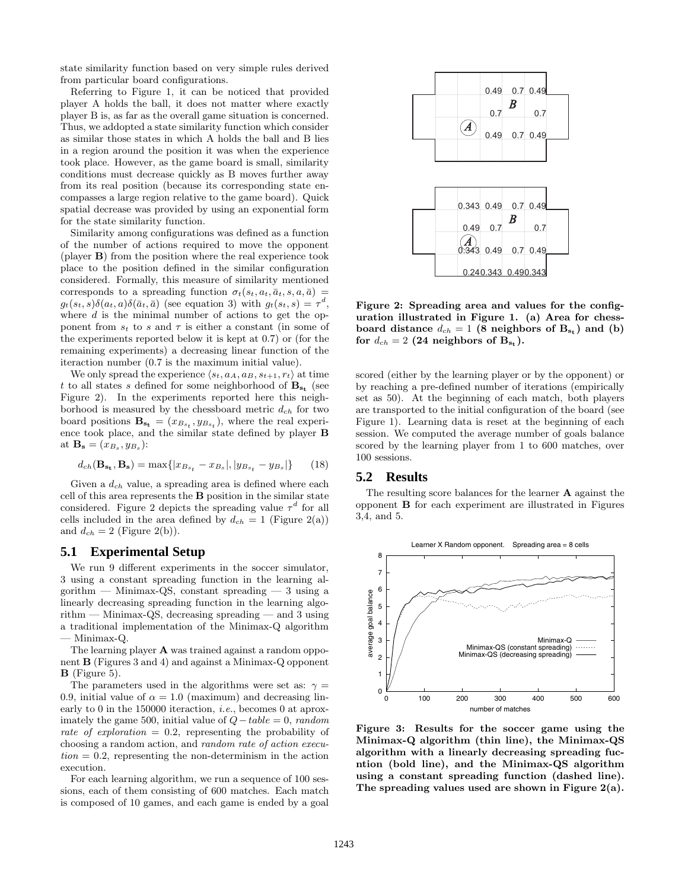state similarity function based on very simple rules derived from particular board configurations.

Referring to Figure 1, it can be noticed that provided player A holds the ball, it does not matter where exactly player B is, as far as the overall game situation is concerned. Thus, we addopted a state similarity function which consider as similar those states in which A holds the ball and B lies in a region around the position it was when the experience took place. However, as the game board is small, similarity conditions must decrease quickly as B moves further away from its real position (because its corresponding state encompasses a large region relative to the game board). Quick spatial decrease was provided by using an exponential form for the state similarity function.

Similarity among configurations was defined as a function of the number of actions required to move the opponent (player **B**) from the position where the real experience took place to the position defined in the similar configuration considered. Formally, this measure of similarity mentioned corresponds to a spreading function $\sigma_t(s_t, a_t, \bar{a}_t, s, a, \bar{a}) = g_t(s_t, s)\delta(a_t, a)\delta(\bar{a}_t, \bar{a})$ (see equation 3) with $g_t(s_t, s) = \tau^d$, where $d$ is the minimal number of actions to get the opponent from $s_t$ to $s$ and $\tau$ is either a constant (in some of the experiments reported below it is kept at 0.7) or (for the remaining experiments) a decreasing linear function of the iteraction number (0.7 is the maximum initial value).

We only spread the experience $\langle s_t, a_A, a_B, s_{t+1}, r_t \rangle$ at time $t$ to all states $s$ defined for some neighborhood of $\mathbf{B_{s_t}}$ (see Figure 2). In the experiments reported here this neighborhood is measured by the chessboard metric $d_{ch}$ for two board positions $\mathbf{B_{s_t}} = (x_{B_{s_t}}, y_{B_{s_t}})$, where the real experience took place, and the similar state defined by player **B** at $\mathbf{B_s} = (x_{B_s}, y_{B_s})$:

$$d_{ch}(\mathbf{B_{s_t}}, \mathbf{B_s}) = \max\{|x_{B_{s_t}} - x_{B_s}|, |y_{B_{s_t}} - y_{B_s}|\} \qquad (18)$$

Given a $d_{ch}$ value, a spreading area is defined where each cell of this area represents the **B** position in the similar state considered. Figure 2 depicts the spreading value $\tau^d$ for all cells included in the area defined by $d_{ch} = 1$ (Figure 2(a)) and $d_{ch} = 2$ (Figure 2(b)).

**Figure 2: Spreading area and values for the configuration illustrated in Figure 1. (a) Area for chessboard distance $d_{ch} = 1$ (8 neighbors of $\mathbf{B_{s_t}}$) and (b) for $d_{ch} = 2$ (24 neighbors of $\mathbf{B_{s_t}}$).**

## 5.1 Experimental Setup

We run 9 different experiments in the soccer simulator, 3 using a constant spreading function in the learning algorithm — Minimax-QS, constant spreading — 3 using a linearly decreasing spreading function in the learning algorithm — Minimax-QS, decreasing spreading — and 3 using a traditional implementation of the Minimax-Q algorithm — Minimax-Q.

The learning player **A** was trained against a random opponent **B** (Figures 3 and 4) and against a Minimax-Q opponent **B** (Figure 5).

The parameters used in the algorithms were set as: $\gamma = 0.9$, initial value of $\alpha = 1.0$ (maximum) and decreasing linearly to 0 in the 150000 iteraction, *i.e.*, becomes 0 at aproximately the game 500, initial value of $Q-table = 0$, *random rate of exploration* $= 0.2$, representing the probability of choosing a random action, and *random rate of action execution* $= 0.2$, representing the non-determinism in the action execution.

For each learning algorithm, we run a sequence of 100 sessions, each of them consisting of 600 matches. Each match is composed of 10 games, and each game is ended by a goal scored (either by the learning player or by the opponent) or by reaching a pre-defined number of iterations (empirically set as 50). At the beginning of each match, both players are transported to the initial configuration of the board (see Figure 1). Learning data is reset at the beginning of each session. We computed the average number of goals balance scored by the learning player from 1 to 600 matches, over 100 sessions.

## 5.2 Results

The resulting score balances for the learner **A** against the opponent **B** for each experiment are illustrated in Figures 3,4, and 5.

**Figure 3: Results for the soccer game using the Minimax-Q algorithm (thin line), the Minimax-QS algorithm with a linearly decreasing spreading fucntion (bold line), and the Minimax-QS algorithm using a constant spreading function (dashed line). The spreading values used are shown in Figure 2(a).**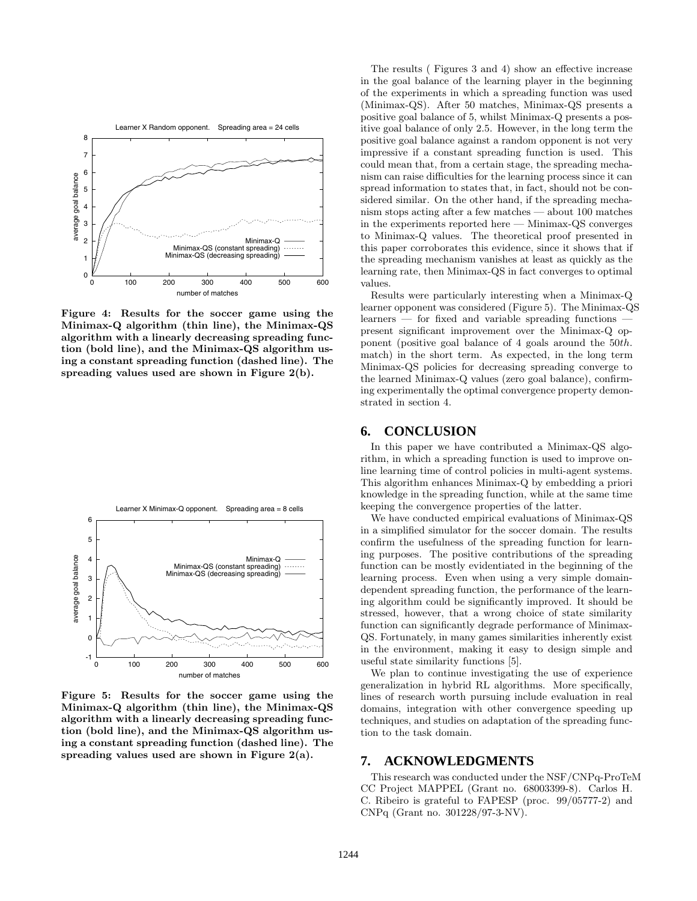Figure 4: Results for the soccer game using the Minimax-Q algorithm (thin line), the Minimax-QS algorithm with a linearly decreasing spreading function (bold line), and the Minimax-QS algorithm using a constant spreading function (dashed line). The spreading values used are shown in Figure 2(b).

Figure 5: Results for the soccer game using the Minimax-Q algorithm (thin line), the Minimax-QS algorithm with a linearly decreasing spreading function (bold line), and the Minimax-QS algorithm using a constant spreading function (dashed line). The spreading values used are shown in Figure 2(a).

The results ( Figures 3 and 4) show an effective increase in the goal balance of the learning player in the beginning of the experiments in which a spreading function was used (Minimax-QS). After 50 matches, Minimax-QS presents a positive goal balance of 5, whilst Minimax-Q presents a positive goal balance of only 2.5. However, in the long term the positive goal balance against a random opponent is not very impressive if a constant spreading function is used. This could mean that, from a certain stage, the spreading mechanism can raise difficulties for the learning process since it can spread information to states that, in fact, should not be considered similar. On the other hand, if the spreading mechanism stops acting after a few matches — about 100 matches in the experiments reported here — Minimax-QS converges to Minimax-Q values. The theoretical proof presented in this paper corroborates this evidence, since it shows that if the spreading mechanism vanishes at least as quickly as the learning rate, then Minimax-QS in fact converges to optimal values.

Results were particularly interesting when a Minimax-Q learner opponent was considered (Figure 5). The Minimax-QS learners — for fixed and variable spreading functions — present significant improvement over the Minimax-Q opponent (positive goal balance of 4 goals around the 50*th*. match) in the short term. As expected, in the long term Minimax-QS policies for decreasing spreading converge to the learned Minimax-Q values (zero goal balance), confirming experimentally the optimal convergence property demonstrated in section 4.

## 6. CONCLUSION

In this paper we have contributed a Minimax-QS algorithm, in which a spreading function is used to improve online learning time of control policies in multi-agent systems. This algorithm enhances Minimax-Q by embedding a priori knowledge in the spreading function, while at the same time keeping the convergence properties of the latter.

We have conducted empirical evaluations of Minimax-QS in a simplified simulator for the soccer domain. The results confirm the usefulness of the spreading function for learning purposes. The positive contributions of the spreading function can be mostly evidentiated in the beginning of the learning process. Even when using a very simple domain-dependent spreading function, the performance of the learning algorithm could be significantly improved. It should be stressed, however, that a wrong choice of state similarity function can significantly degrade performance of Minimax-QS. Fortunately, in many games similarities inherently exist in the environment, making it easy to design simple and useful state similarity functions [5].

We plan to continue investigating the use of experience generalization in hybrid RL algorithms. More specifically, lines of research worth pursuing include evaluation in real domains, integration with other convergence speeding up techniques, and studies on adaptation of the spreading function to the task domain.

## 7. ACKNOWLEDGMENTS

This research was conducted under the NSF/CNPq-ProTeM CC Project MAPPEL (Grant no. 68003399-8). Carlos H. C. Ribeiro is grateful to FAPESP (proc. 99/05777-2) and CNPq (Grant no. 301228/97-3-NV).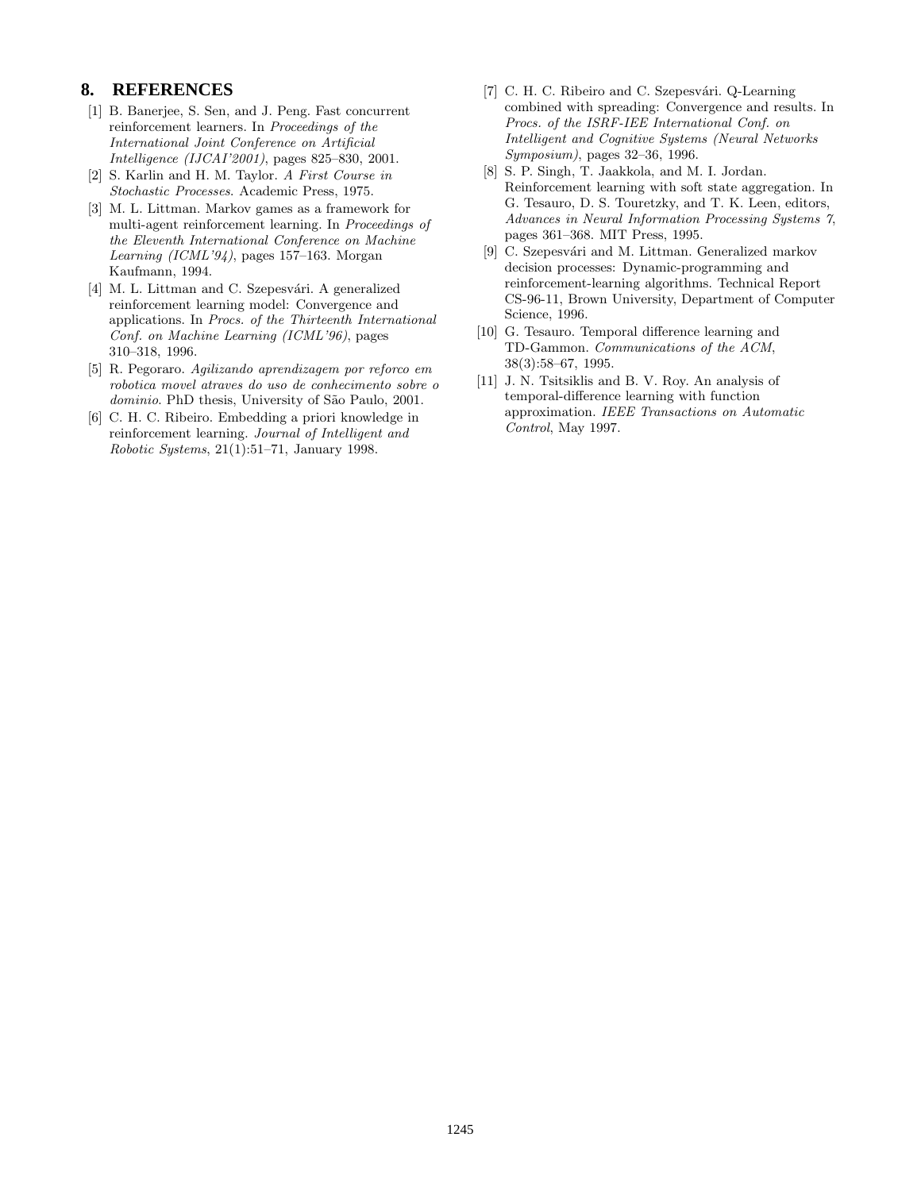## 8. REFERENCES

[1] B. Banerjee, S. Sen, and J. Peng. Fast concurrent reinforcement learners. In *Proceedings of the International Joint Conference on Artificial Intelligence (IJCAI'2001)*, pages 825–830, 2001.

[2] S. Karlin and H. M. Taylor. *A First Course in Stochastic Processes*. Academic Press, 1975.

[3] M. L. Littman. Markov games as a framework for multi-agent reinforcement learning. In *Proceedings of the Eleventh International Conference on Machine Learning (ICML'94)*, pages 157–163. Morgan Kaufmann, 1994.

[4] M. L. Littman and C. Szepesvári. A generalized reinforcement learning model: Convergence and applications. In *Procs. of the Thirteenth International Conf. on Machine Learning (ICML'96)*, pages 310–318, 1996.

[5] R. Pegoraro. *Agilizando aprendizagem por reforco em robotica movel atraves do uso de conhecimento sobre o dominio*. PhD thesis, University of São Paulo, 2001.

[6] C. H. C. Ribeiro. Embedding a priori knowledge in reinforcement learning. *Journal of Intelligent and Robotic Systems*, 21(1):51–71, January 1998.

[7] C. H. C. Ribeiro and C. Szepesvári. Q-Learning combined with spreading: Convergence and results. In *Procs. of the ISRF-IEE International Conf. on Intelligent and Cognitive Systems (Neural Networks Symposium)*, pages 32–36, 1996.

[8] S. P. Singh, T. Jaakkola, and M. I. Jordan. Reinforcement learning with soft state aggregation. In G. Tesauro, D. S. Touretzky, and T. K. Leen, editors, *Advances in Neural Information Processing Systems 7*, pages 361–368. MIT Press, 1995.

[9] C. Szepesvári and M. Littman. Generalized markov decision processes: Dynamic-programming and reinforcement-learning algorithms. Technical Report CS-96-11, Brown University, Department of Computer Science, 1996.

[10] G. Tesauro. Temporal difference learning and TD-Gammon. *Communications of the ACM*, 38(3):58–67, 1995.

[11] J. N. Tsitsiklis and B. V. Roy. An analysis of temporal-difference learning with function approximation. *IEEE Transactions on Automatic Control*, May 1997.